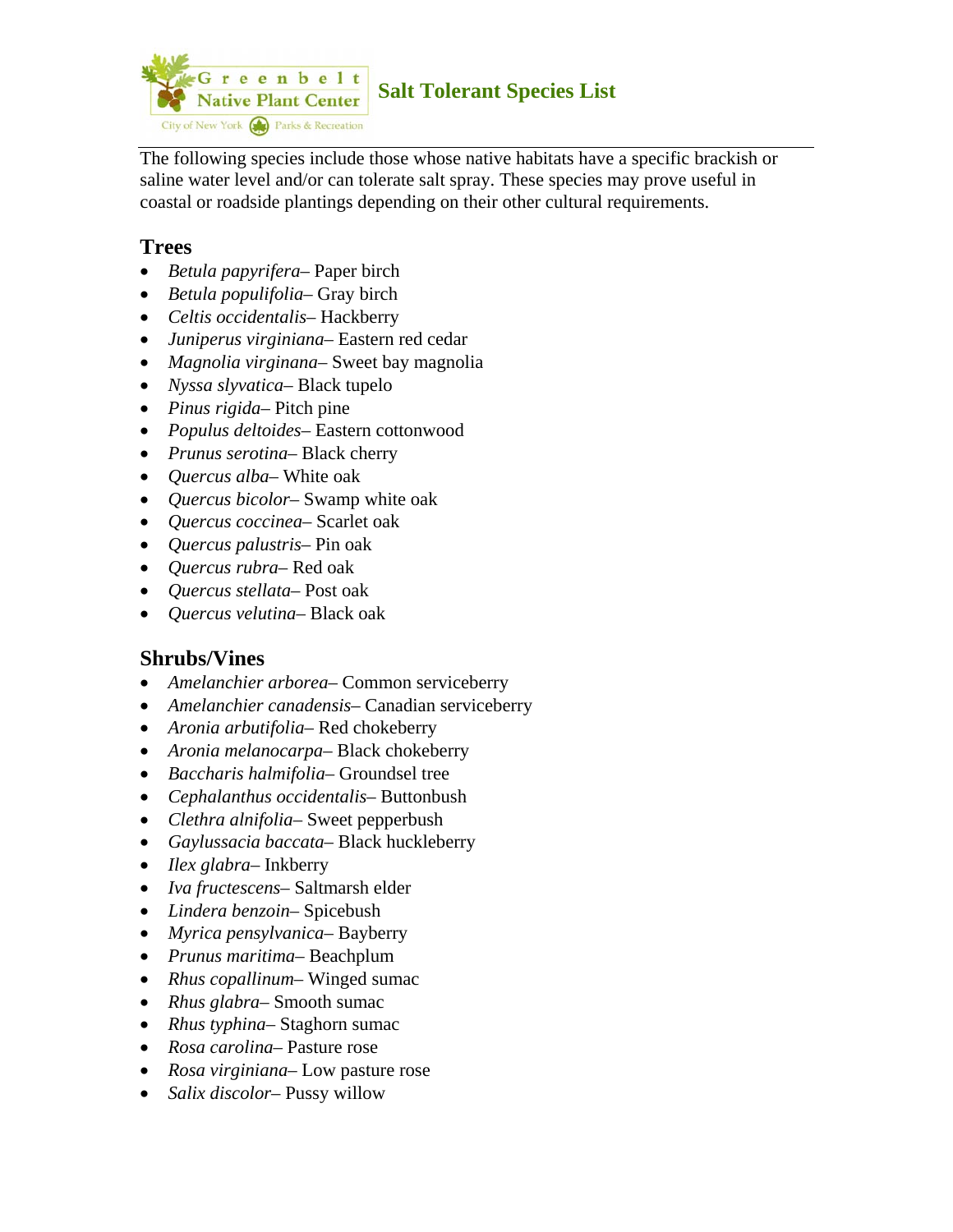# Salt Tolerant Species List

The following species include those whose native habitats have a specific brackish or saline water level and/or can tolerate salt spray. These species may prove useful in coastal or roadside plantings depending on their other cultural requirements.

## Trees

- *Betula papyrifera*– Paper birch
- *Betula populifolia*– Gray birch
- *Celtis occidentalis*– Hackberry
- *Juniperus virginiana*– Eastern red cedar
- *Magnolia virginana*– Sweet bay magnolia
- *Nyssa slyvatica*– Black tupelo
- *Pinus rigida*– Pitch pine
- *Populus deltoides*– Eastern cottonwood
- *Prunus serotina*– Black cherry
- *Quercus alba*– White oak
- *Quercus bicolor*– Swamp white oak
- *Quercus coccinea*– Scarlet oak
- *Quercus palustris*– Pin oak
- *Quercus rubra*– Red oak
- *Quercus stellata*– Post oak
- *Quercus velutina*– Black oak

## Shrubs/Vines

- *Amelanchier arborea*– Common serviceberry
- *Amelanchier canadensis*– Canadian serviceberry
- *Aronia arbutifolia*– Red chokeberry
- *Aronia melanocarpa*– Black chokeberry
- *Baccharis halmifolia*– Groundsel tree
- *Cephalanthus occidentalis*– Buttonbush
- *Clethra alnifolia*– Sweet pepperbush
- *Gaylussacia baccata*– Black huckleberry
- *Ilex glabra*– Inkberry
- *Iva fructescens*– Saltmarsh elder
- *Lindera benzoin*– Spicebush
- *Myrica pensylvanica*– Bayberry
- *Prunus maritima*– Beachplum
- *Rhus copallinum*– Winged sumac
- *Rhus glabra*– Smooth sumac
- *Rhus typhina*– Staghorn sumac
- *Rosa carolina*– Pasture rose
- *Rosa virginiana*– Low pasture rose
- *Salix discolor*– Pussy willow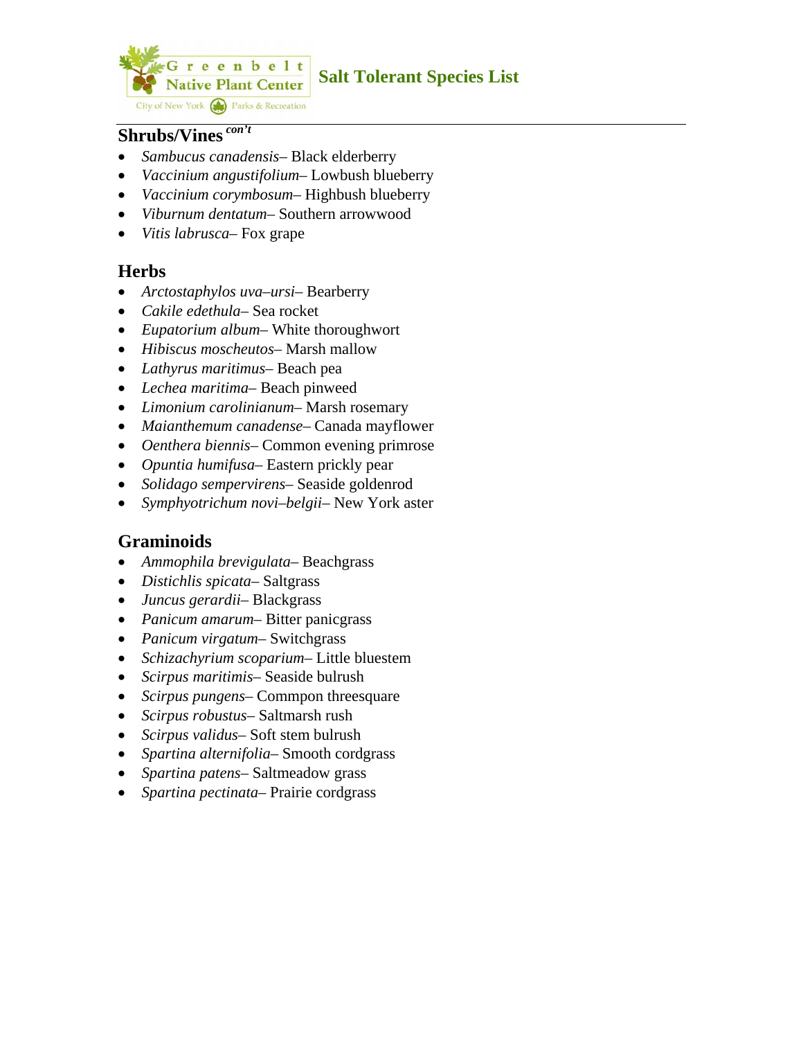## Shrubs/Vines *con't*

- *Sambucus canadensis*– Black elderberry
- *Vaccinium angustifolium*– Lowbush blueberry
- *Vaccinium corymbosum*– Highbush blueberry
- *Viburnum dentatum*– Southern arrowwood
- *Vitis labrusca*– Fox grape

## Herbs

- *Arctostaphylos uva–ursi*– Bearberry
- *Cakile edethula*– Sea rocket
- *Eupatorium album*– White thoroughwort
- *Hibiscus moscheutos*– Marsh mallow
- *Lathyrus maritimus*– Beach pea
- *Lechea maritima*– Beach pinweed
- *Limonium carolinianum*– Marsh rosemary
- *Maianthemum canadense*– Canada mayflower
- *Oenthera biennis*– Common evening primrose
- *Opuntia humifusa*– Eastern prickly pear
- *Solidago sempervirens*– Seaside goldenrod
- *Symphyotrichum novi–belgii*– New York aster

## Graminoids

- *Ammophila brevigulata*– Beachgrass
- *Distichlis spicata*– Saltgrass
- *Juncus gerardii*– Blackgrass
- *Panicum amarum*– Bitter panicgrass
- *Panicum virgatum*– Switchgrass
- *Schizachyrium scoparium*– Little bluestem
- *Scirpus maritimis*– Seaside bulrush
- *Scirpus pungens*– Commpon threesquare
- *Scirpus robustus*– Saltmarsh rush
- *Scirpus validus*– Soft stem bulrush
- *Spartina alternifolia*– Smooth cordgrass
- *Spartina patens*– Saltmeadow grass
- *Spartina pectinata*– Prairie cordgrass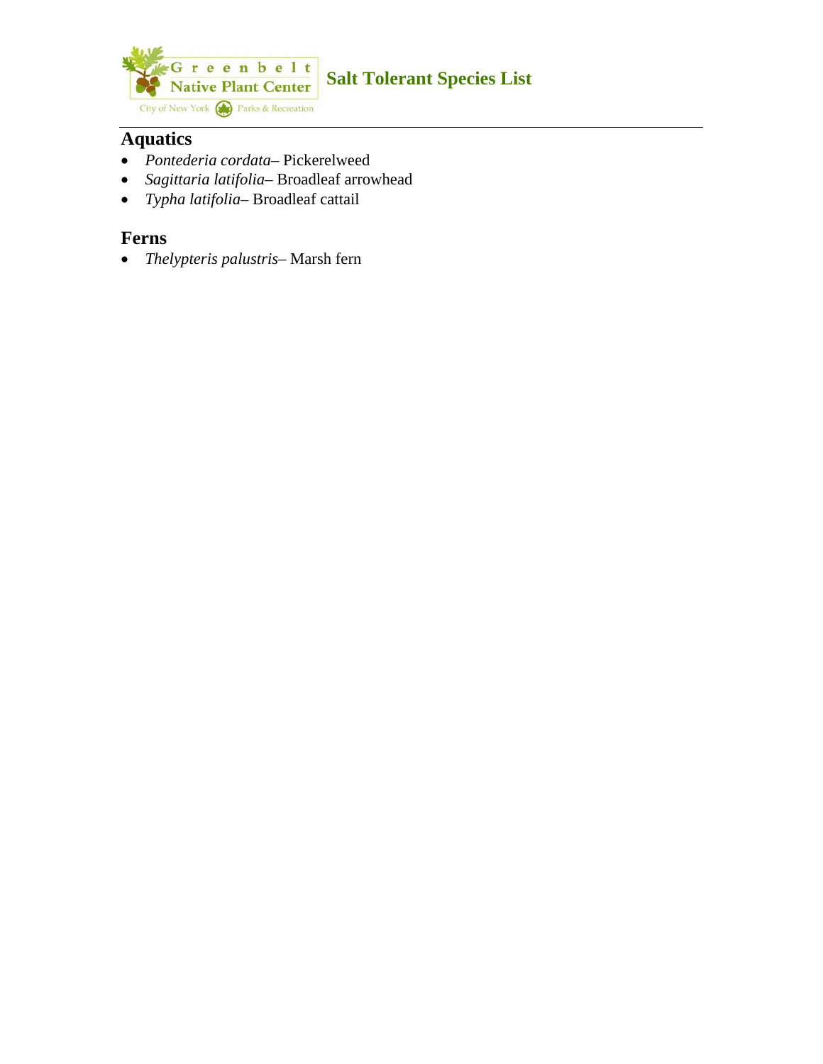## Aquatics

- *Pontederia cordata*– Pickerelweed
- *Sagittaria latifolia*– Broadleaf arrowhead
- *Typha latifolia*– Broadleaf cattail

## Ferns

- *Thelypteris palustris*– Marsh fern